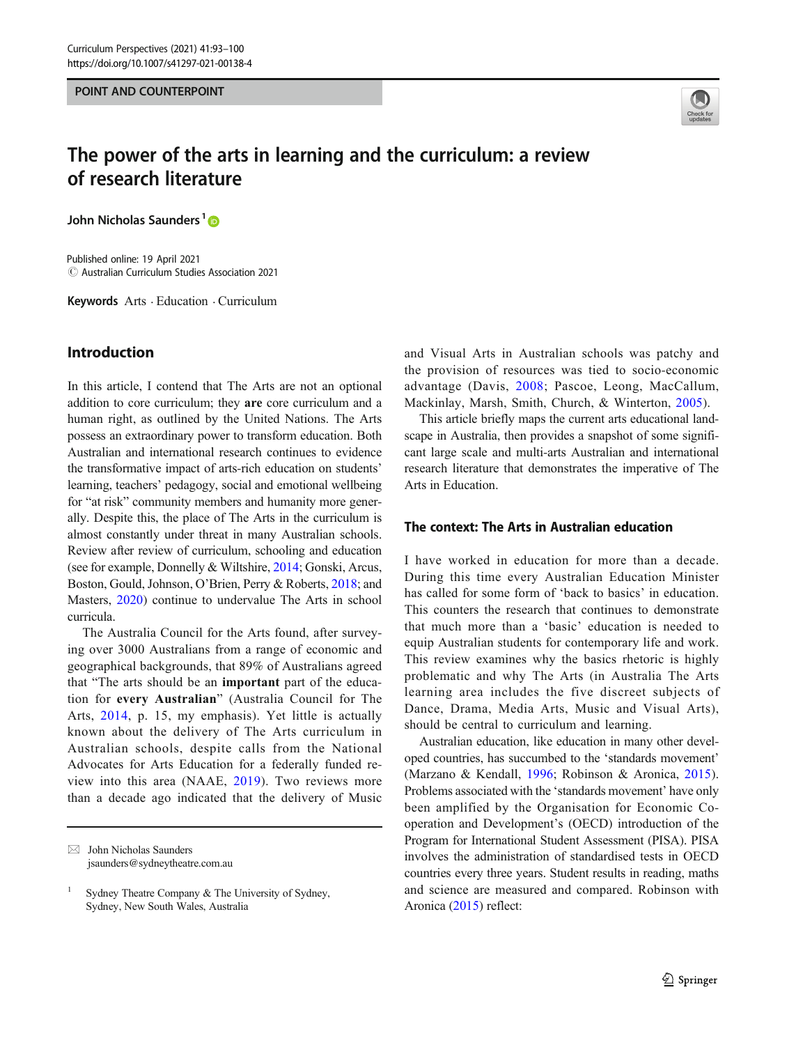POINT AND COUNTERPOINT

# The power of the arts in learning and the curriculum: a review of research literature

John Nicholas Saunders[1]

Published online: 19 April 2021
© Australian Curriculum Studies Association 2021

**Keywords** Arts · Education · Curriculum

## Introduction

In this article, I contend that The Arts are not an optional addition to core curriculum; they **are** core curriculum and a human right, as outlined by the United Nations. The Arts possess an extraordinary power to transform education. Both Australian and international research continues to evidence the transformative impact of arts-rich education on students' learning, teachers' pedagogy, social and emotional wellbeing for "at risk" community members and humanity more generally. Despite this, the place of The Arts in the curriculum is almost constantly under threat in many Australian schools. Review after review of curriculum, schooling and education (see for example, Donnelly & Wiltshire, 2014; Gonski, Arcus, Boston, Gould, Johnson, O'Brien, Perry & Roberts, 2018; and Masters, 2020) continue to undervalue The Arts in school curricula.

The Australia Council for the Arts found, after surveying over 3000 Australians from a range of economic and geographical backgrounds, that 89% of Australians agreed that "The arts should be an **important** part of the education for **every Australian**" (Australia Council for The Arts, 2014, p. 15, my emphasis). Yet little is actually known about the delivery of The Arts curriculum in Australian schools, despite calls from the National Advocates for Arts Education for a federally funded review into this area (NAAE, 2019). Two reviews more than a decade ago indicated that the delivery of Music and Visual Arts in Australian schools was patchy and the provision of resources was tied to socio-economic advantage (Davis, 2008; Pascoe, Leong, MacCallum, Mackinlay, Marsh, Smith, Church, & Winterton, 2005).

This article briefly maps the current arts educational landscape in Australia, then provides a snapshot of some significant large scale and multi-arts Australian and international research literature that demonstrates the imperative of The Arts in Education.

## The context: The Arts in Australian education

I have worked in education for more than a decade. During this time every Australian Education Minister has called for some form of 'back to basics' in education. This counters the research that continues to demonstrate that much more than a 'basic' education is needed to equip Australian students for contemporary life and work. This review examines why the basics rhetoric is highly problematic and why The Arts (in Australia The Arts learning area includes the five discreet subjects of Dance, Drama, Media Arts, Music and Visual Arts), should be central to curriculum and learning.

Australian education, like education in many other developed countries, has succumbed to the 'standards movement' (Marzano & Kendall, 1996; Robinson & Aronica, 2015). Problems associated with the 'standards movement' have only been amplified by the Organisation for Economic Co-operation and Development's (OECD) introduction of the Program for International Student Assessment (PISA). PISA involves the administration of standardised tests in OECD countries every three years. Student results in reading, maths and science are measured and compared. Robinson with Aronica (2015) reflect:

---

✉ John Nicholas Saunders
jsaunders@sydneytheatre.com.au

[1] Sydney Theatre Company & The University of Sydney, Sydney, New South Wales, Australia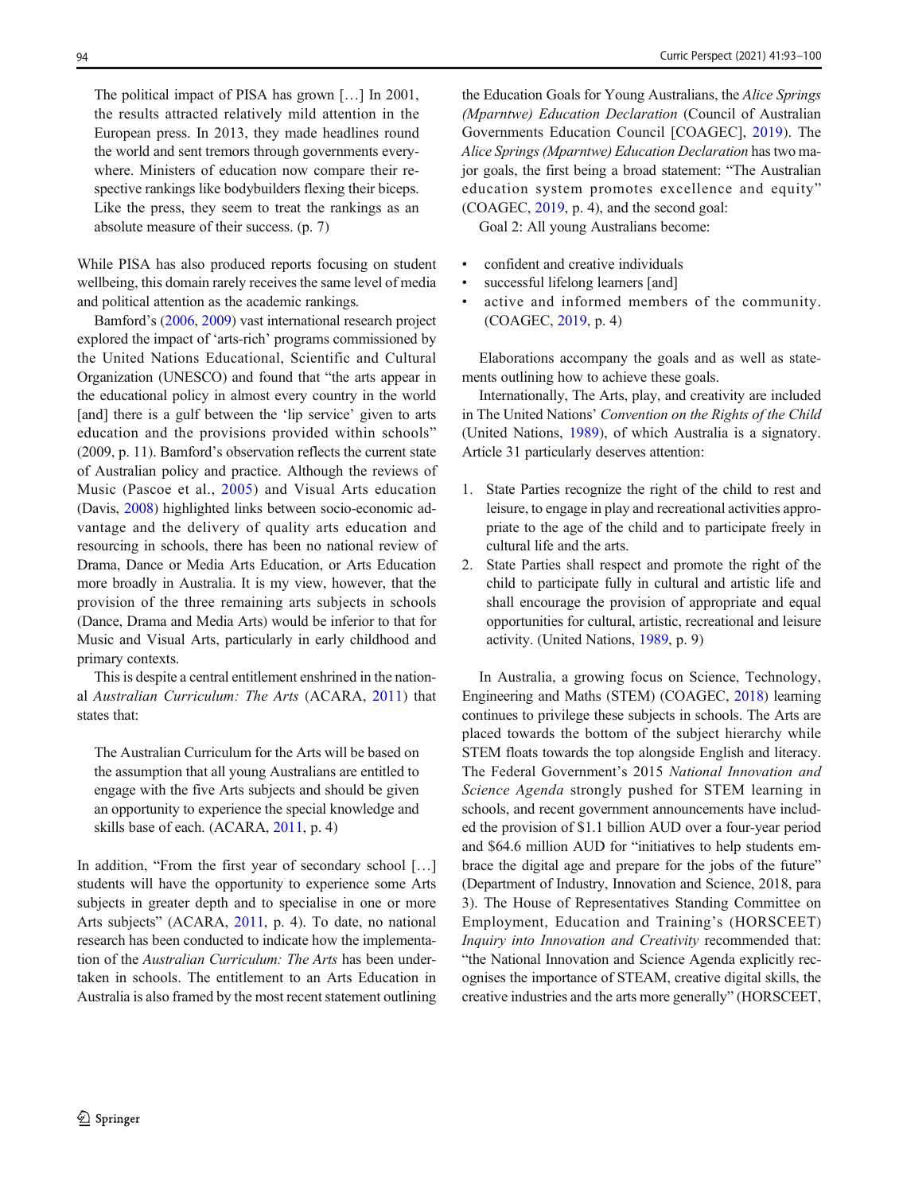> The political impact of PISA has grown […] In 2001, the results attracted relatively mild attention in the European press. In 2013, they made headlines round the world and sent tremors through governments everywhere. Ministers of education now compare their respective rankings like bodybuilders flexing their biceps. Like the press, they seem to treat the rankings as an absolute measure of their success. (p. 7)

While PISA has also produced reports focusing on student wellbeing, this domain rarely receives the same level of media and political attention as the academic rankings.

Bamford's (2006, 2009) vast international research project explored the impact of 'arts-rich' programs commissioned by the United Nations Educational, Scientific and Cultural Organization (UNESCO) and found that "the arts appear in the educational policy in almost every country in the world [and] there is a gulf between the 'lip service' given to arts education and the provisions provided within schools" (2009, p. 11). Bamford's observation reflects the current state of Australian policy and practice. Although the reviews of Music (Pascoe et al., 2005) and Visual Arts education (Davis, 2008) highlighted links between socio-economic advantage and the delivery of quality arts education and resourcing in schools, there has been no national review of Drama, Dance or Media Arts Education, or Arts Education more broadly in Australia. It is my view, however, that the provision of the three remaining arts subjects in schools (Dance, Drama and Media Arts) would be inferior to that for Music and Visual Arts, particularly in early childhood and primary contexts.

This is despite a central entitlement enshrined in the national *Australian Curriculum: The Arts* (ACARA, 2011) that states that:

> The Australian Curriculum for the Arts will be based on the assumption that all young Australians are entitled to engage with the five Arts subjects and should be given an opportunity to experience the special knowledge and skills base of each. (ACARA, 2011, p. 4)

In addition, "From the first year of secondary school […] students will have the opportunity to experience some Arts subjects in greater depth and to specialise in one or more Arts subjects" (ACARA, 2011, p. 4). To date, no national research has been conducted to indicate how the implementation of the *Australian Curriculum: The Arts* has been undertaken in schools. The entitlement to an Arts Education in Australia is also framed by the most recent statement outlining the Education Goals for Young Australians, the *Alice Springs (Mparntwe) Education Declaration* (Council of Australian Governments Education Council [COAGEC], 2019). The *Alice Springs (Mparntwe) Education Declaration* has two major goals, the first being a broad statement: "The Australian education system promotes excellence and equity" (COAGEC, 2019, p. 4), and the second goal:

> Goal 2: All young Australians become:
>
> - confident and creative individuals
> - successful lifelong learners [and]
> - active and informed members of the community. (COAGEC, 2019, p. 4)

Elaborations accompany the goals and as well as statements outlining how to achieve these goals.

Internationally, The Arts, play, and creativity are included in The United Nations' *Convention on the Rights of the Child* (United Nations, 1989), of which Australia is a signatory. Article 31 particularly deserves attention:

> 1. State Parties recognize the right of the child to rest and leisure, to engage in play and recreational activities appropriate to the age of the child and to participate freely in cultural life and the arts.
> 2. State Parties shall respect and promote the right of the child to participate fully in cultural and artistic life and shall encourage the provision of appropriate and equal opportunities for cultural, artistic, recreational and leisure activity. (United Nations, 1989, p. 9)

In Australia, a growing focus on Science, Technology, Engineering and Maths (STEM) (COAGEC, 2018) learning continues to privilege these subjects in schools. The Arts are placed towards the bottom of the subject hierarchy while STEM floats towards the top alongside English and literacy. The Federal Government's 2015 *National Innovation and Science Agenda* strongly pushed for STEM learning in schools, and recent government announcements have included the provision of $1.1 billion AUD over a four-year period and $64.6 million AUD for "initiatives to help students embrace the digital age and prepare for the jobs of the future" (Department of Industry, Innovation and Science, 2018, para 3). The House of Representatives Standing Committee on Employment, Education and Training's (HORSCEET) *Inquiry into Innovation and Creativity* recommended that: "the National Innovation and Science Agenda explicitly recognises the importance of STEAM, creative digital skills, the creative industries and the arts more generally" (HORSCEET,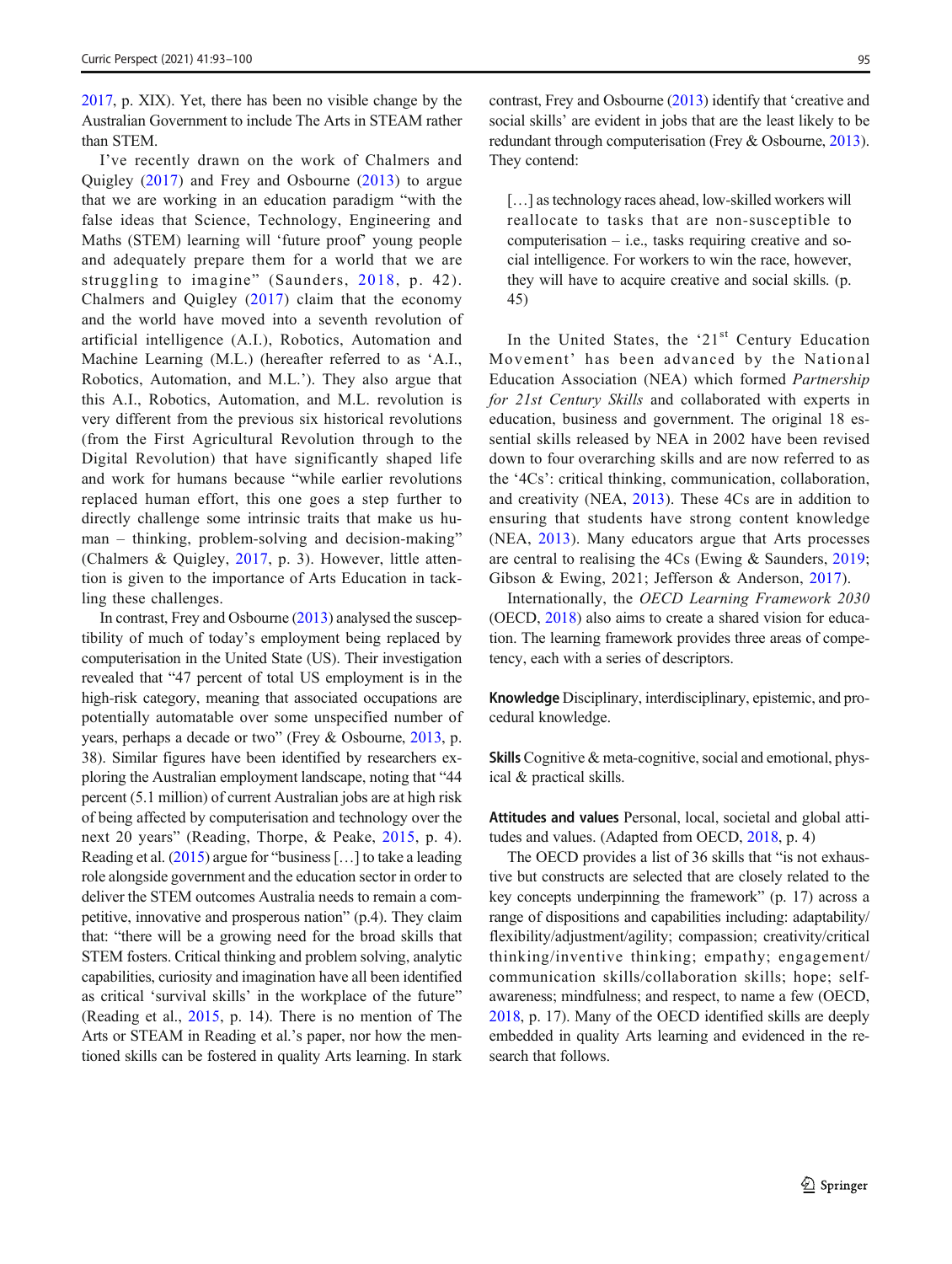2017, p. XIX). Yet, there has been no visible change by the Australian Government to include The Arts in STEAM rather than STEM.

I've recently drawn on the work of Chalmers and Quigley (2017) and Frey and Osbourne (2013) to argue that we are working in an education paradigm "with the false ideas that Science, Technology, Engineering and Maths (STEM) learning will 'future proof' young people and adequately prepare them for a world that we are struggling to imagine" (Saunders, 2018, p. 42). Chalmers and Quigley (2017) claim that the economy and the world have moved into a seventh revolution of artificial intelligence (A.I.), Robotics, Automation and Machine Learning (M.L.) (hereafter referred to as 'A.I., Robotics, Automation, and M.L.'). They also argue that this A.I., Robotics, Automation, and M.L. revolution is very different from the previous six historical revolutions (from the First Agricultural Revolution through to the Digital Revolution) that have significantly shaped life and work for humans because "while earlier revolutions replaced human effort, this one goes a step further to directly challenge some intrinsic traits that make us human – thinking, problem-solving and decision-making" (Chalmers & Quigley, 2017, p. 3). However, little attention is given to the importance of Arts Education in tackling these challenges.

In contrast, Frey and Osbourne (2013) analysed the susceptibility of much of today's employment being replaced by computerisation in the United State (US). Their investigation revealed that "47 percent of total US employment is in the high-risk category, meaning that associated occupations are potentially automatable over some unspecified number of years, perhaps a decade or two" (Frey & Osbourne, 2013, p. 38). Similar figures have been identified by researchers exploring the Australian employment landscape, noting that "44 percent (5.1 million) of current Australian jobs are at high risk of being affected by computerisation and technology over the next 20 years" (Reading, Thorpe, & Peake, 2015, p. 4). Reading et al. (2015) argue for "business […] to take a leading role alongside government and the education sector in order to deliver the STEM outcomes Australia needs to remain a competitive, innovative and prosperous nation" (p.4). They claim that: "there will be a growing need for the broad skills that STEM fosters. Critical thinking and problem solving, analytic capabilities, curiosity and imagination have all been identified as critical 'survival skills' in the workplace of the future" (Reading et al., 2015, p. 14). There is no mention of The Arts or STEAM in Reading et al.'s paper, nor how the mentioned skills can be fostered in quality Arts learning. In stark contrast, Frey and Osbourne (2013) identify that 'creative and social skills' are evident in jobs that are the least likely to be redundant through computerisation (Frey & Osbourne, 2013). They contend:

> […] as technology races ahead, low-skilled workers will reallocate to tasks that are non-susceptible to computerisation – i.e., tasks requiring creative and social intelligence. For workers to win the race, however, they will have to acquire creative and social skills. (p. 45)

In the United States, the '21st Century Education Movement' has been advanced by the National Education Association (NEA) which formed *Partnership for 21st Century Skills* and collaborated with experts in education, business and government. The original 18 essential skills released by NEA in 2002 have been revised down to four overarching skills and are now referred to as the '4Cs': critical thinking, communication, collaboration, and creativity (NEA, 2013). These 4Cs are in addition to ensuring that students have strong content knowledge (NEA, 2013). Many educators argue that Arts processes are central to realising the 4Cs (Ewing & Saunders, 2019; Gibson & Ewing, 2021; Jefferson & Anderson, 2017).

Internationally, the *OECD Learning Framework 2030* (OECD, 2018) also aims to create a shared vision for education. The learning framework provides three areas of competency, each with a series of descriptors.

**Knowledge** Disciplinary, interdisciplinary, epistemic, and procedural knowledge.

**Skills** Cognitive & meta-cognitive, social and emotional, physical & practical skills.

**Attitudes and values** Personal, local, societal and global attitudes and values. (Adapted from OECD, 2018, p. 4)

The OECD provides a list of 36 skills that "is not exhaustive but constructs are selected that are closely related to the key concepts underpinning the framework" (p. 17) across a range of dispositions and capabilities including: adaptability/flexibility/adjustment/agility; compassion; creativity/critical thinking/inventive thinking; empathy; engagement/communication skills/collaboration skills; hope; self-awareness; mindfulness; and respect, to name a few (OECD, 2018, p. 17). Many of the OECD identified skills are deeply embedded in quality Arts learning and evidenced in the research that follows.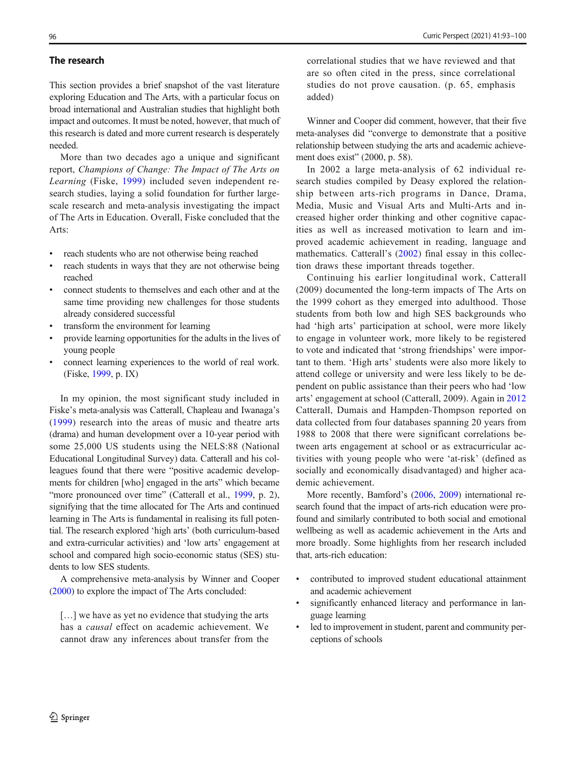## The research

This section provides a brief snapshot of the vast literature exploring Education and The Arts, with a particular focus on broad international and Australian studies that highlight both impact and outcomes. It must be noted, however, that much of this research is dated and more current research is desperately needed.

More than two decades ago a unique and significant report, *Champions of Change: The Impact of The Arts on Learning* (Fiske, 1999) included seven independent research studies, laying a solid foundation for further large-scale research and meta-analysis investigating the impact of The Arts in Education. Overall, Fiske concluded that the Arts:

- reach students who are not otherwise being reached
- reach students in ways that they are not otherwise being reached
- connect students to themselves and each other and at the same time providing new challenges for those students already considered successful
- transform the environment for learning
- provide learning opportunities for the adults in the lives of young people
- connect learning experiences to the world of real work. (Fiske, 1999, p. IX)

In my opinion, the most significant study included in Fiske's meta-analysis was Catterall, Chapleau and Iwanaga's (1999) research into the areas of music and theatre arts (drama) and human development over a 10-year period with some 25,000 US students using the NELS:88 (National Educational Longitudinal Survey) data. Catterall and his colleagues found that there were "positive academic developments for children [who] engaged in the arts" which became "more pronounced over time" (Catterall et al., 1999, p. 2), signifying that the time allocated for The Arts and continued learning in The Arts is fundamental in realising its full potential. The research explored 'high arts' (both curriculum-based and extra-curricular activities) and 'low arts' engagement at school and compared high socio-economic status (SES) students to low SES students.

A comprehensive meta-analysis by Winner and Cooper (2000) to explore the impact of The Arts concluded:

> […] we have as yet no evidence that studying the arts has a *causal* effect on academic achievement. We cannot draw any inferences about transfer from the correlational studies that we have reviewed and that are so often cited in the press, since correlational studies do not prove causation. (p. 65, emphasis added)

Winner and Cooper did comment, however, that their five meta-analyses did "converge to demonstrate that a positive relationship between studying the arts and academic achievement does exist" (2000, p. 58).

In 2002 a large meta-analysis of 62 individual research studies compiled by Deasy explored the relationship between arts-rich programs in Dance, Drama, Media, Music and Visual Arts and Multi-Arts and increased higher order thinking and other cognitive capacities as well as increased motivation to learn and improved academic achievement in reading, language and mathematics. Catterall's (2002) final essay in this collection draws these important threads together.

Continuing his earlier longitudinal work, Catterall (2009) documented the long-term impacts of The Arts on the 1999 cohort as they emerged into adulthood. Those students from both low and high SES backgrounds who had 'high arts' participation at school, were more likely to engage in volunteer work, more likely to be registered to vote and indicated that 'strong friendships' were important to them. 'High arts' students were also more likely to attend college or university and were less likely to be dependent on public assistance than their peers who had 'low arts' engagement at school (Catterall, 2009). Again in 2012 Catterall, Dumais and Hampden-Thompson reported on data collected from four databases spanning 20 years from 1988 to 2008 that there were significant correlations between arts engagement at school or as extracurricular activities with young people who were 'at-risk' (defined as socially and economically disadvantaged) and higher academic achievement.

More recently, Bamford's (2006, 2009) international research found that the impact of arts-rich education were profound and similarly contributed to both social and emotional wellbeing as well as academic achievement in the Arts and more broadly. Some highlights from her research included that, arts-rich education:

- contributed to improved student educational attainment and academic achievement
- significantly enhanced literacy and performance in language learning
- led to improvement in student, parent and community perceptions of schools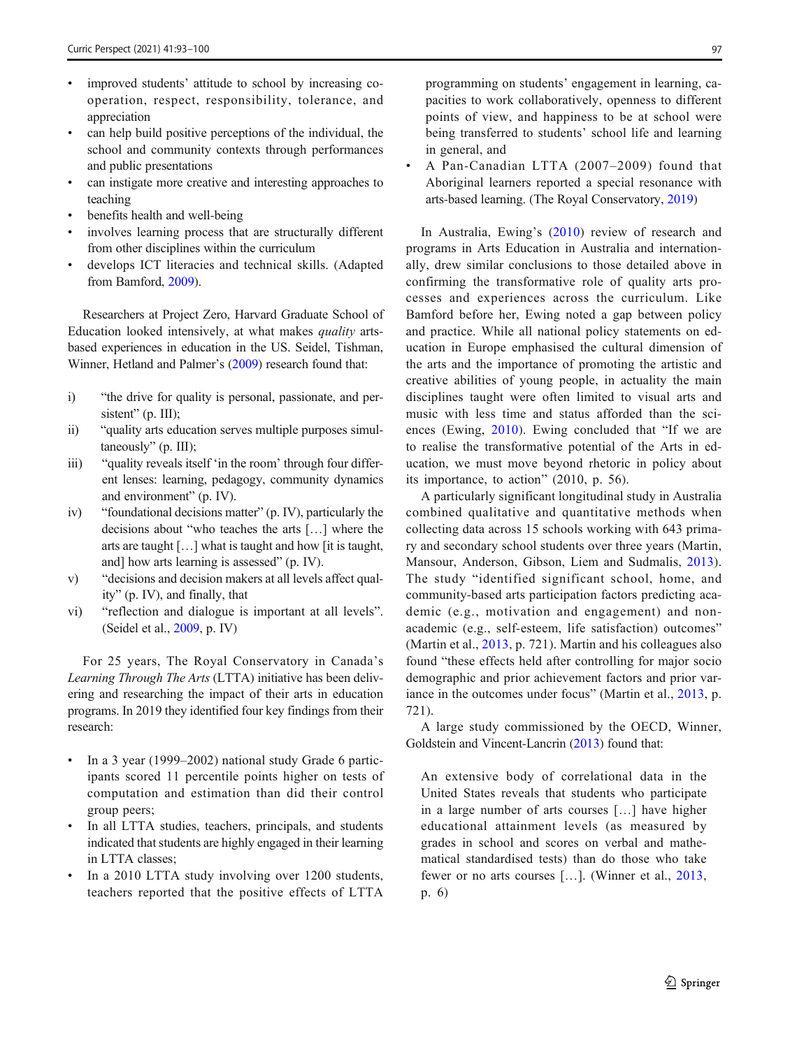- improved students' attitude to school by increasing co-operation, respect, responsibility, tolerance, and appreciation
- can help build positive perceptions of the individual, the school and community contexts through performances and public presentations
- can instigate more creative and interesting approaches to teaching
- benefits health and well-being
- involves learning process that are structurally different from other disciplines within the curriculum
- develops ICT literacies and technical skills. (Adapted from Bamford, 2009).

Researchers at Project Zero, Harvard Graduate School of Education looked intensively, at what makes *quality* arts-based experiences in education in the US. Seidel, Tishman, Winner, Hetland and Palmer's (2009) research found that:

i) "the drive for quality is personal, passionate, and persistent" (p. III);
ii) "quality arts education serves multiple purposes simultaneously" (p. III);
iii) "quality reveals itself 'in the room' through four different lenses: learning, pedagogy, community dynamics and environment" (p. IV).
iv) "foundational decisions matter" (p. IV), particularly the decisions about "who teaches the arts […] where the arts are taught […] what is taught and how [it is taught, and] how arts learning is assessed" (p. IV).
v) "decisions and decision makers at all levels affect quality" (p. IV), and finally, that
vi) "reflection and dialogue is important at all levels". (Seidel et al., 2009, p. IV)

For 25 years, The Royal Conservatory in Canada's *Learning Through The Arts* (LTTA) initiative has been delivering and researching the impact of their arts in education programs. In 2019 they identified four key findings from their research:

- In a 3 year (1999–2002) national study Grade 6 participants scored 11 percentile points higher on tests of computation and estimation than did their control group peers;
- In all LTTA studies, teachers, principals, and students indicated that students are highly engaged in their learning in LTTA classes;
- In a 2010 LTTA study involving over 1200 students, teachers reported that the positive effects of LTTA programming on students' engagement in learning, capacities to work collaboratively, openness to different points of view, and happiness to be at school were being transferred to students' school life and learning in general, and
- A Pan-Canadian LTTA (2007–2009) found that Aboriginal learners reported a special resonance with arts-based learning. (The Royal Conservatory, 2019)

In Australia, Ewing's (2010) review of research and programs in Arts Education in Australia and internationally, drew similar conclusions to those detailed above in confirming the transformative role of quality arts processes and experiences across the curriculum. Like Bamford before her, Ewing noted a gap between policy and practice. While all national policy statements on education in Europe emphasised the cultural dimension of the arts and the importance of promoting the artistic and creative abilities of young people, in actuality the main disciplines taught were often limited to visual arts and music with less time and status afforded than the sciences (Ewing, 2010). Ewing concluded that "If we are to realise the transformative potential of the Arts in education, we must move beyond rhetoric in policy about its importance, to action" (2010, p. 56).

A particularly significant longitudinal study in Australia combined qualitative and quantitative methods when collecting data across 15 schools working with 643 primary and secondary school students over three years (Martin, Mansour, Anderson, Gibson, Liem and Sudmalis, 2013). The study "identified significant school, home, and community-based arts participation factors predicting academic (e.g., motivation and engagement) and non-academic (e.g., self-esteem, life satisfaction) outcomes" (Martin et al., 2013, p. 721). Martin and his colleagues also found "these effects held after controlling for major socio demographic and prior achievement factors and prior variance in the outcomes under focus" (Martin et al., 2013, p. 721).

A large study commissioned by the OECD, Winner, Goldstein and Vincent-Lancrin (2013) found that:

> An extensive body of correlational data in the United States reveals that students who participate in a large number of arts courses […] have higher educational attainment levels (as measured by grades in school and scores on verbal and mathematical standardised tests) than do those who take fewer or no arts courses […]. (Winner et al., 2013, p. 6)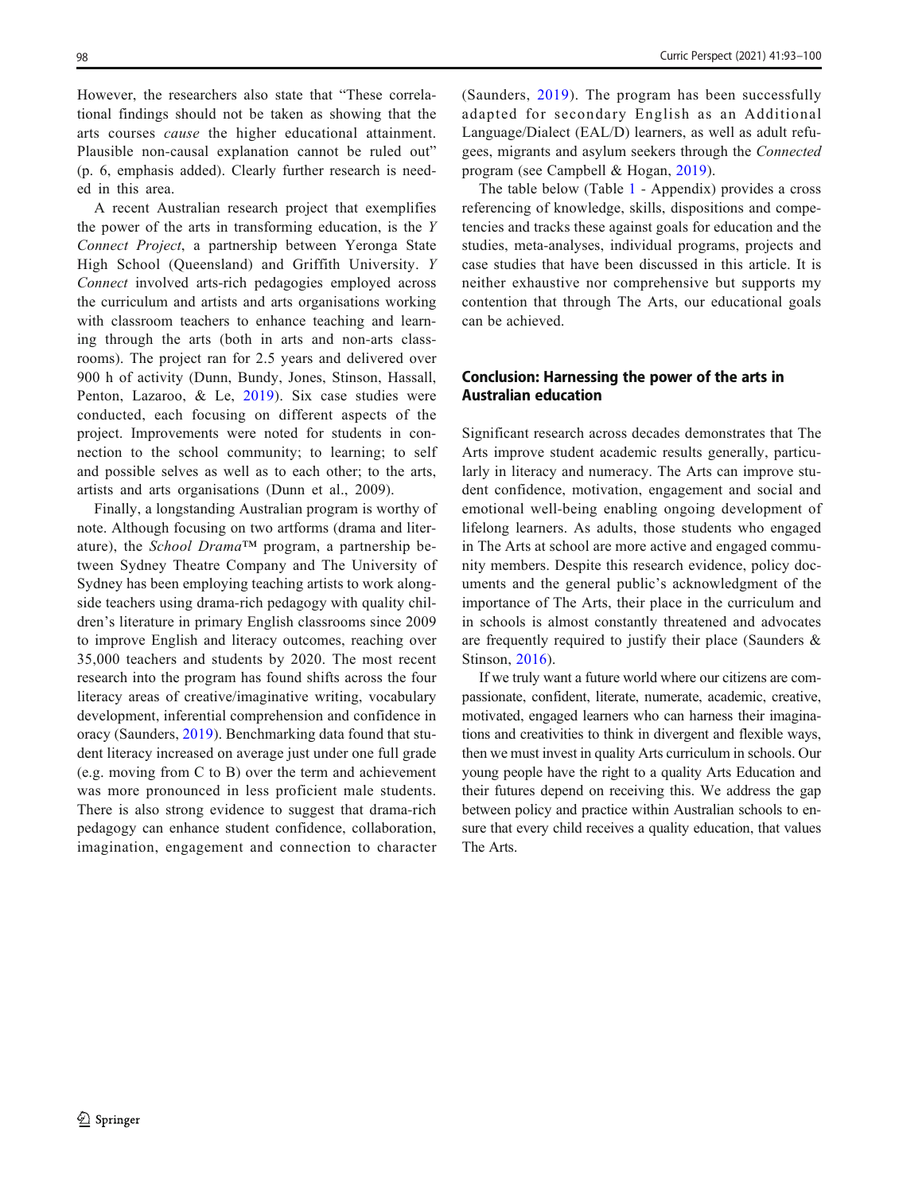However, the researchers also state that "These correlational findings should not be taken as showing that the arts courses *cause* the higher educational attainment. Plausible non-causal explanation cannot be ruled out" (p. 6, emphasis added). Clearly further research is needed in this area.

A recent Australian research project that exemplifies the power of the arts in transforming education, is the *Y Connect Project*, a partnership between Yeronga State High School (Queensland) and Griffith University. *Y Connect* involved arts-rich pedagogies employed across the curriculum and artists and arts organisations working with classroom teachers to enhance teaching and learning through the arts (both in arts and non-arts classrooms). The project ran for 2.5 years and delivered over 900 h of activity (Dunn, Bundy, Jones, Stinson, Hassall, Penton, Lazaroo, & Le, 2019). Six case studies were conducted, each focusing on different aspects of the project. Improvements were noted for students in connection to the school community; to learning; to self and possible selves as well as to each other; to the arts, artists and arts organisations (Dunn et al., 2009).

Finally, a longstanding Australian program is worthy of note. Although focusing on two artforms (drama and literature), the *School Drama*™ program, a partnership between Sydney Theatre Company and The University of Sydney has been employing teaching artists to work alongside teachers using drama-rich pedagogy with quality children's literature in primary English classrooms since 2009 to improve English and literacy outcomes, reaching over 35,000 teachers and students by 2020. The most recent research into the program has found shifts across the four literacy areas of creative/imaginative writing, vocabulary development, inferential comprehension and confidence in oracy (Saunders, 2019). Benchmarking data found that student literacy increased on average just under one full grade (e.g. moving from C to B) over the term and achievement was more pronounced in less proficient male students. There is also strong evidence to suggest that drama-rich pedagogy can enhance student confidence, collaboration, imagination, engagement and connection to character (Saunders, 2019). The program has been successfully adapted for secondary English as an Additional Language/Dialect (EAL/D) learners, as well as adult refugees, migrants and asylum seekers through the *Connected* program (see Campbell & Hogan, 2019).

The table below (Table 1 - Appendix) provides a cross referencing of knowledge, skills, dispositions and competencies and tracks these against goals for education and the studies, meta-analyses, individual programs, projects and case studies that have been discussed in this article. It is neither exhaustive nor comprehensive but supports my contention that through The Arts, our educational goals can be achieved.

## Conclusion: Harnessing the power of the arts in Australian education

Significant research across decades demonstrates that The Arts improve student academic results generally, particularly in literacy and numeracy. The Arts can improve student confidence, motivation, engagement and social and emotional well-being enabling ongoing development of lifelong learners. As adults, those students who engaged in The Arts at school are more active and engaged community members. Despite this research evidence, policy documents and the general public's acknowledgment of the importance of The Arts, their place in the curriculum and in schools is almost constantly threatened and advocates are frequently required to justify their place (Saunders & Stinson, 2016).

If we truly want a future world where our citizens are compassionate, confident, literate, numerate, academic, creative, motivated, engaged learners who can harness their imaginations and creativities to think in divergent and flexible ways, then we must invest in quality Arts curriculum in schools. Our young people have the right to a quality Arts Education and their futures depend on receiving this. We address the gap between policy and practice within Australian schools to ensure that every child receives a quality education, that values The Arts.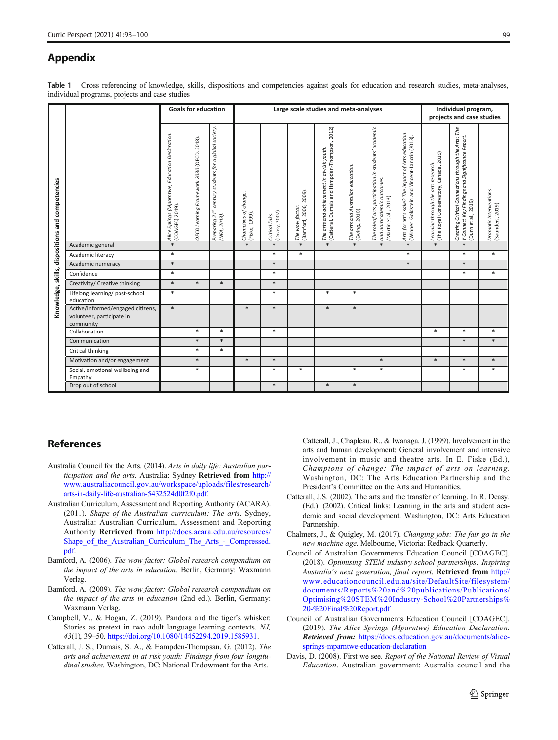## Appendix

**Table 1** Cross referencing of knowledge, skills, dispositions and competencies against goals for education and research studies, meta-analyses, individual programs, projects and case studies

| Knowledge, skills, dispositions and competencies | Goals for education | | | Large scale studies and meta-analyses | | | | | | | Individual program, projects and case studies | | |
|---|---|---|---|---|---|---|---|---|---|---|---|---|---|
| | *Alice Springs (Mparntwe) Education Declaration.* (COAGEC) 2019). | *OECD Learning Framework 2030* (OECD, 2018). | *Preparing 21st century students for a global society.* (NEA, 2013). | *Champions of change.* (Fiske, 1999). | *Critical links.* (Deasy, 2002). | *The wow factor.* (Bamford, 2006, 2009). | *The arts and achievement in at-risk youth.* (Catterall, Dumais and Hampden-Thompson, 2012) | *The arts and Australian education.* (Ewing,, 2010). | *The role of arts participation in students' academic and nonacademic outcomes.* (Martin et al., 2013). | *Arts for art's sake? The impact of Arts education.* (Winner, Goldstein and Vincent-Lancrin (2013). | *Learning through the arts research.* (The Royal Conservatory, Canada, 2019) | *Creating Critical Connections through the Arts: The Y Connect Key Findings and Significance Report.* (Dunn et al., 2019) | *Dramatic Interventions* (Saunders, 2019) |
| Academic general | * | | | * | * | * | * | * | * | * | * | * | |
| Academic literacy | * | | | | * | * | | | | * | | * | * |
| Academic numeracy | * | | | | * | | | | | * | | * | |
| Confidence | * | | | | * | | | | | | | * | * |
| Creativity/ Creative thinking | * | * | * | | * | | | | | | | | |
| Lifelong learning/ post-school education | * | | | | * | | * | * | | | | | |
| Active/informed/engaged citizens, volunteer, participate in community | * | | | * | * | | * | * | | | | | |
| Collaboration | | * | * | | * | | | | | | * | * | * |
| Communication | | * | * | | | | | | | | | * | * |
| Critical thinking | | * | * | | | | | | | | | | |
| Motivation and/or engagement | | * | | * | * | | | | * | | * | * | * |
| Social, emotional wellbeing and Empathy | | * | | | * | * | | * | * | | | * | * |
| Drop out of school | | | | | * | | * | * | | | | | |

## References

Australia Council for the Arts. (2014). *Arts in daily life: Australian participation and the arts*. Australia: Sydney **Retrieved from** http://www.australiacouncil.gov.au/workspace/uploads/files/research/arts-in-daily-life-australian-5432524d0f2f0.pdf.

Australian Curriculum, Assessment and Reporting Authority (ACARA). (2011). *Shape of the Australian curriculum: The arts*. Sydney, Australia: Australian Curriculum, Assessment and Reporting Authority **Retrieved from** http://docs.acara.edu.au/resources/Shape_of_the_Australian_Curriculum_The_Arts_-_Compressed.pdf.

Bamford, A. (2006). *The wow factor: Global research compendium on the impact of the arts in education*. Berlin, Germany: Waxmann Verlag.

Bamford, A. (2009). *The wow factor: Global research compendium on the impact of the arts in education* (2nd ed.). Berlin, Germany: Waxmann Verlag.

Campbell, V., & Hogan, Z. (2019). Pandora and the tiger's whisker: Stories as pretext in two adult language learning contexts. *NJ, 43*(1), 39–50. https://doi.org/10.1080/14452294.2019.1585931.

Catterall, J. S., Dumais, S. A., & Hampden-Thompson, G. (2012). *The arts and achievement in at-risk youth: Findings from four longitudinal studies*. Washington, DC: National Endowment for the Arts.

Catterall, J., Chapleau, R., & Iwanaga, J. (1999). Involvement in the arts and human development: General involvement and intensive involvement in music and theatre arts. In E. Fiske (Ed.), *Champions of change: The impact of arts on learning*. Washington, DC: The Arts Education Partnership and the President's Committee on the Arts and Humanities.

Catterall, J.S. (2002). The arts and the transfer of learning. In R. Deasy. (Ed.). (2002). Critical links: Learning in the arts and student academic and social development. Washington, DC: Arts Education Partnership.

Chalmers, J., & Quigley, M. (2017). *Changing jobs: The fair go in the new machine age*. Melbourne, Victoria: Redback Quarterly.

Council of Australian Governments Education Council [COAGEC]. (2018). *Optimising STEM industry-school partnerships: Inspiring Australia's next generation, final report*. **Retrieved from** http://www.educationcouncil.edu.au/site/DefaultSite/filesystem/documents/Reports%20and%20publications/Publications/Optimising%20STEM%20Industry-School%20Partnerships%20-%20Final%20Report.pdf

Council of Australian Governments Education Council [COAGEC]. (2019). *The Alice Springs (Mparntwe) Education Declaration*. ***Retrieved from:*** https://docs.education.gov.au/documents/alice-springs-mparntwe-education-declaration

Davis, D. (2008). First we see. *Report of the National Review of Visual Education*. Australian government: Australia council and the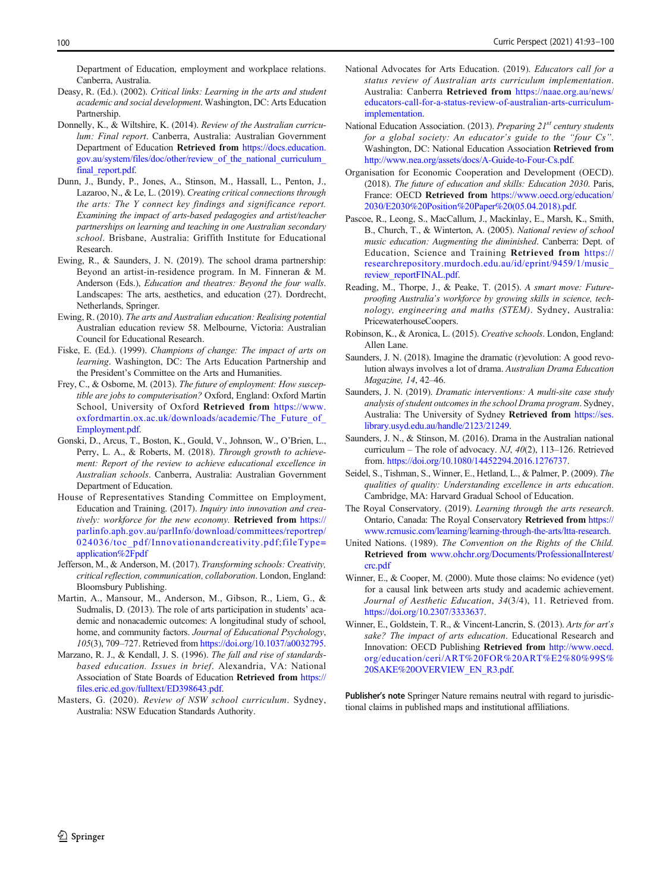Department of Education, employment and workplace relations. Canberra, Australia.

Deasy, R. (Ed.). (2002). *Critical links: Learning in the arts and student academic and social development*. Washington, DC: Arts Education Partnership.

Donnelly, K., & Wiltshire, K. (2014). *Review of the Australian curriculum: Final report*. Canberra, Australia: Australian Government Department of Education **Retrieved from** https://docs.education.gov.au/system/files/doc/other/review_of_the_national_curriculum_final_report.pdf.

Dunn, J., Bundy, P., Jones, A., Stinson, M., Hassall, L., Penton, J., Lazaroo, N., & Le, L. (2019). *Creating critical connections through the arts: The Y connect key findings and significance report. Examining the impact of arts-based pedagogies and artist/teacher partnerships on learning and teaching in one Australian secondary school*. Brisbane, Australia: Griffith Institute for Educational Research.

Ewing, R., & Saunders, J. N. (2019). The school drama partnership: Beyond an artist-in-residence program. In M. Finneran & M. Anderson (Eds.), *Education and theatres: Beyond the four walls*. Landscapes: The arts, aesthetics, and education (27). Dordrecht, Netherlands, Springer.

Ewing, R. (2010). *The arts and Australian education: Realising potential* Australian education review 58. Melbourne, Victoria: Australian Council for Educational Research.

Fiske, E. (Ed.). (1999). *Champions of change: The impact of arts on learning*. Washington, DC: The Arts Education Partnership and the President's Committee on the Arts and Humanities.

Frey, C., & Osborne, M. (2013). *The future of employment: How susceptible are jobs to computerisation?* Oxford, England: Oxford Martin School, University of Oxford **Retrieved from** https://www.oxfordmartin.ox.ac.uk/downloads/academic/The_Future_of_Employment.pdf.

Gonski, D., Arcus, T., Boston, K., Gould, V., Johnson, W., O'Brien, L., Perry, L. A., & Roberts, M. (2018). *Through growth to achievement: Report of the review to achieve educational excellence in Australian schools*. Canberra, Australia: Australian Government Department of Education.

House of Representatives Standing Committee on Employment, Education and Training. (2017). *Inquiry into innovation and creatively: workforce for the new economy.* **Retrieved from** https://parlinfo.aph.gov.au/parlInfo/download/committees/reportrep/024036/toc_pdf/Innovationandcreativity.pdf;fileType=application%2Fpdf

Jefferson, M., & Anderson, M. (2017). *Transforming schools: Creativity, critical reflection, communication, collaboration*. London, England: Bloomsbury Publishing.

Martin, A., Mansour, M., Anderson, M., Gibson, R., Liem, G., & Sudmalis, D. (2013). The role of arts participation in students' academic and nonacademic outcomes: A longitudinal study of school, home, and community factors. *Journal of Educational Psychology*, *105*(3), 709–727. Retrieved from https://doi.org/10.1037/a0032795.

Marzano, R. J., & Kendall, J. S. (1996). *The fall and rise of standards-based education. Issues in brief*. Alexandria, VA: National Association of State Boards of Education **Retrieved from** https://files.eric.ed.gov/fulltext/ED398643.pdf.

Masters, G. (2020). *Review of NSW school curriculum*. Sydney, Australia: NSW Education Standards Authority.

National Advocates for Arts Education. (2019). *Educators call for a status review of Australian arts curriculum implementation*. Australia: Canberra **Retrieved from** https://naae.org.au/news/educators-call-for-a-status-review-of-australian-arts-curriculum-implementation.

National Education Association. (2013). *Preparing 21st century students for a global society: An educator's guide to the "four Cs"*. Washington, DC: National Education Association **Retrieved from** http://www.nea.org/assets/docs/A-Guide-to-Four-Cs.pdf.

Organisation for Economic Cooperation and Development (OECD). (2018). *The future of education and skills: Education 2030*. Paris, France: OECD **Retrieved from** https://www.oecd.org/education/2030/E2030%20Position%20Paper%20(05.04.2018).pdf.

Pascoe, R., Leong, S., MacCallum, J., Mackinlay, E., Marsh, K., Smith, B., Church, T., & Winterton, A. (2005). *National review of school music education: Augmenting the diminished*. Canberra: Dept. of Education, Science and Training **Retrieved from** https://researchrepository.murdoch.edu.au/id/eprint/9459/1/music_review_reportFINAL.pdf.

Reading, M., Thorpe, J., & Peake, T. (2015). *A smart move: Future-proofing Australia's workforce by growing skills in science, technology, engineering and maths (STEM)*. Sydney, Australia: PricewaterhouseCoopers.

Robinson, K., & Aronica, L. (2015). *Creative schools*. London, England: Allen Lane.

Saunders, J. N. (2018). Imagine the dramatic (r)evolution: A good revolution always involves a lot of drama. *Australian Drama Education Magazine, 14*, 42–46.

Saunders, J. N. (2019). *Dramatic interventions: A multi-site case study analysis of student outcomes in the school Drama program*. Sydney, Australia: The University of Sydney **Retrieved from** https://ses.library.usyd.edu.au/handle/2123/21249.

Saunders, J. N., & Stinson, M. (2016). Drama in the Australian national curriculum – The role of advocacy. *NJ*, *40*(2), 113–126. Retrieved from. https://doi.org/10.1080/14452294.2016.1276737.

Seidel, S., Tishman, S., Winner, E., Hetland, L., & Palmer, P. (2009). *The qualities of quality: Understanding excellence in arts education*. Cambridge, MA: Harvard Gradual School of Education.

The Royal Conservatory. (2019). *Learning through the arts research*. Ontario, Canada: The Royal Conservatory **Retrieved from** https://www.rcmusic.com/learning/learning-through-the-arts/ltta-research.

United Nations. (1989). *The Convention on the Rights of the Child*. **Retrieved from** www.ohchr.org/Documents/ProfessionalInterest/crc.pdf

Winner, E., & Cooper, M. (2000). Mute those claims: No evidence (yet) for a causal link between arts study and academic achievement. *Journal of Aesthetic Education*, *34*(3/4), 11. Retrieved from. https://doi.org/10.2307/3333637.

Winner, E., Goldstein, T. R., & Vincent-Lancrin, S. (2013). *Arts for art's sake? The impact of arts education*. Educational Research and Innovation: OECD Publishing **Retrieved from** http://www.oecd.org/education/ceri/ART%20FOR%20ART%E2%80%99S%20SAKE%20OVERVIEW_EN_R3.pdf.

**Publisher's note** Springer Nature remains neutral with regard to jurisdictional claims in published maps and institutional affiliations.